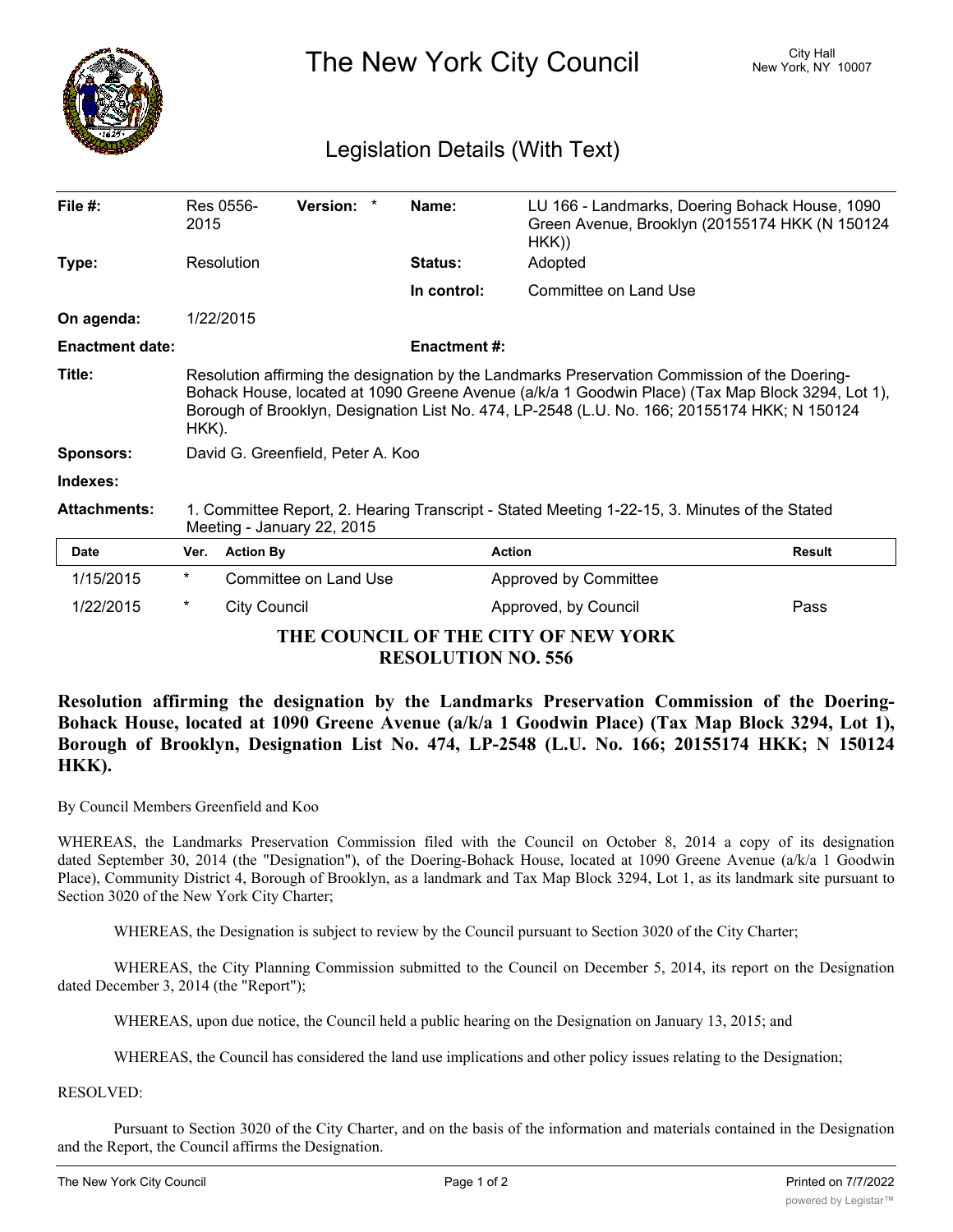# The New York City Council

City Hall
New York, NY 10007

## Legislation Details (With Text)

| | | | | | |
|---|---|---|---|---|---|
| **File #:** | Res 0556-2015 | **Version:** * | | **Name:** | LU 166 - Landmarks, Doering Bohack House, 1090 Green Avenue, Brooklyn (20155174 HKK (N 150124 HKK)) |
| **Type:** | Resolution | | | **Status:** | Adopted |
| | | | | **In control:** | Committee on Land Use |
| **On agenda:** | 1/22/2015 | | | | |
| **Enactment date:** | | | | **Enactment #:** | |

**Title:** Resolution affirming the designation by the Landmarks Preservation Commission of the Doering-Bohack House, located at 1090 Greene Avenue (a/k/a 1 Goodwin Place) (Tax Map Block 3294, Lot 1), Borough of Brooklyn, Designation List No. 474, LP-2548 (L.U. No. 166; 20155174 HKK; N 150124 HKK).

**Sponsors:** David G. Greenfield, Peter A. Koo

**Indexes:**

**Attachments:** 1. Committee Report, 2. Hearing Transcript - Stated Meeting 1-22-15, 3. Minutes of the Stated Meeting - January 22, 2015

| Date | Ver. | Action By | Action | Result |
|---|---|---|---|---|
| 1/15/2015 | * | Committee on Land Use | Approved by Committee | |
| 1/22/2015 | * | City Council | Approved, by Council | Pass |

**THE COUNCIL OF THE CITY OF NEW YORK**
**RESOLUTION NO. 556**

**Resolution affirming the designation by the Landmarks Preservation Commission of the Doering-Bohack House, located at 1090 Greene Avenue (a/k/a 1 Goodwin Place) (Tax Map Block 3294, Lot 1), Borough of Brooklyn, Designation List No. 474, LP-2548 (L.U. No. 166; 20155174 HKK; N 150124 HKK).**

By Council Members Greenfield and Koo

WHEREAS, the Landmarks Preservation Commission filed with the Council on October 8, 2014 a copy of its designation dated September 30, 2014 (the "Designation"), of the Doering-Bohack House, located at 1090 Greene Avenue (a/k/a 1 Goodwin Place), Community District 4, Borough of Brooklyn, as a landmark and Tax Map Block 3294, Lot 1, as its landmark site pursuant to Section 3020 of the New York City Charter;

WHEREAS, the Designation is subject to review by the Council pursuant to Section 3020 of the City Charter;

WHEREAS, the City Planning Commission submitted to the Council on December 5, 2014, its report on the Designation dated December 3, 2014 (the "Report");

WHEREAS, upon due notice, the Council held a public hearing on the Designation on January 13, 2015; and

WHEREAS, the Council has considered the land use implications and other policy issues relating to the Designation;

RESOLVED:

Pursuant to Section 3020 of the City Charter, and on the basis of the information and materials contained in the Designation and the Report, the Council affirms the Designation.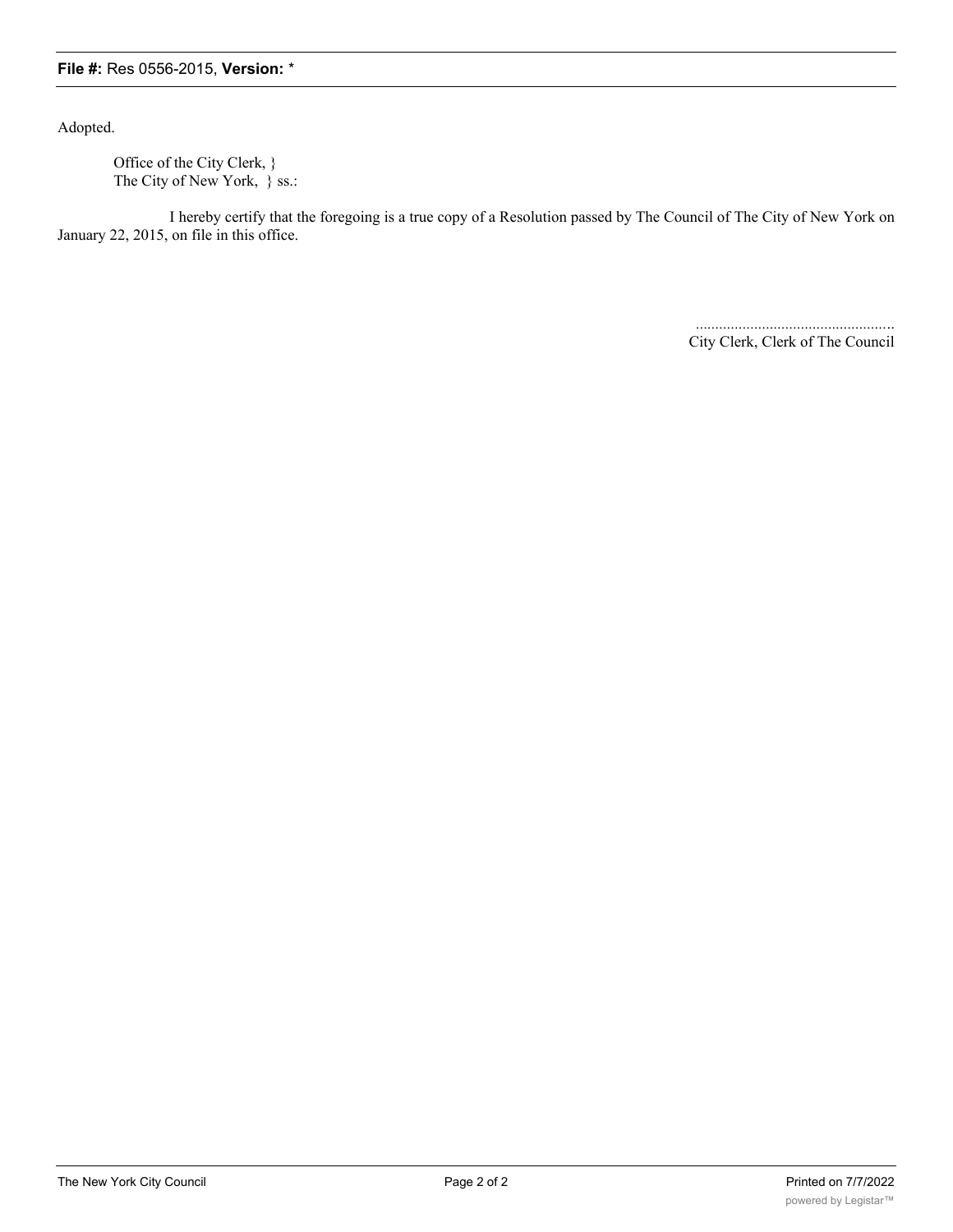Adopted.

Office of the City Clerk, }
The City of New York, } ss.:

I hereby certify that the foregoing is a true copy of a Resolution passed by The Council of The City of New York on January 22, 2015, on file in this office.

..................................................
City Clerk, Clerk of The Council